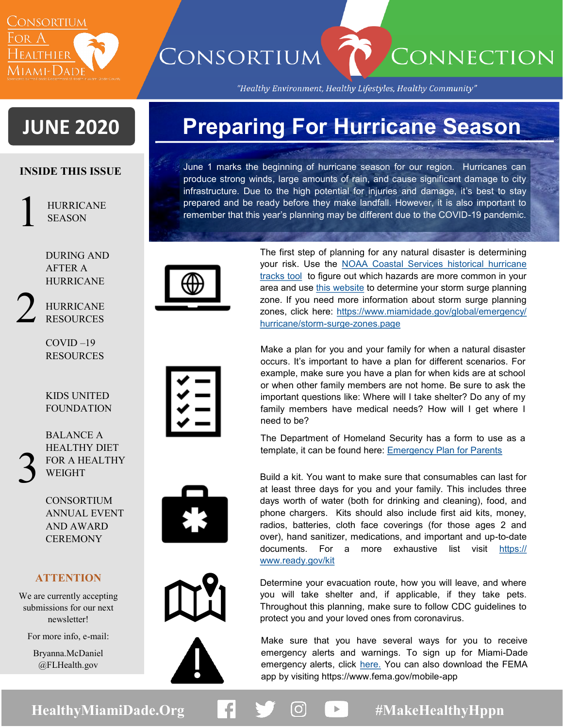# Consortium Connection

Consortium For A Healthier Miami-Dade

*"Healthy Environment, Healthy Lifestyles, Healthy Community"*

**JUNE 2020**

## INSIDE THIS ISSUE

1. HURRICANE SEASON
   DURING AND AFTER A HURRICANE
2. HURRICANE RESOURCES
   COVID –19 RESOURCES
   KIDS UNITED FOUNDATION
3. BALANCE A HEALTHY DIET FOR A HEALTHY WEIGHT
   CONSORTIUM ANNUAL EVENT AND AWARD CEREMONY

**ATTENTION**

We are currently accepting submissions for our next newsletter!

For more info, e-mail:

Bryanna.McDaniel@FLHealth.gov

# Preparing For Hurricane Season

June 1 marks the beginning of hurricane season for our region. Hurricanes can produce strong winds, large amounts of rain, and cause significant damage to city infrastructure. Due to the high potential for injuries and damage, it's best to stay prepared and be ready before they make landfall. However, it is also important to remember that this year's planning may be different due to the COVID-19 pandemic.

The first step of planning for any natural disaster is determining your risk. Use the NOAA Coastal Services historical hurricane tracks tool to figure out which hazards are more common in your area and use this website to determine your storm surge planning zone. If you need more information about storm surge planning zones, click here: https://www.miamidade.gov/global/emergency/hurricane/storm-surge-zones.page

Make a plan for you and your family for when a natural disaster occurs. It's important to have a plan for different scenarios. For example, make sure you have a plan for when kids are at school or when other family members are not home. Be sure to ask the important questions like: Where will I take shelter? Do any of my family members have medical needs? How will I get where I need to be?

The Department of Homeland Security has a form to use as a template, it can be found here: Emergency Plan for Parents

Build a kit. You want to make sure that consumables can last for at least three days for you and your family. This includes three days worth of water (both for drinking and cleaning), food, and phone chargers. Kits should also include first aid kits, money, radios, batteries, cloth face coverings (for those ages 2 and over), hand sanitizer, medications, and important and up-to-date documents. For a more exhaustive list visit https://www.ready.gov/kit

Determine your evacuation route, how you will leave, and where you will take shelter and, if applicable, if they take pets. Throughout this planning, make sure to follow CDC guidelines to protect you and your loved ones from coronavirus.

Make sure that you have several ways for you to receive emergency alerts and warnings. To sign up for Miami-Dade emergency alerts, click here. You can also download the FEMA app by visiting https://www.fema.gov/mobile-app

HealthyMiamiDade.Org #MakeHealthyHppn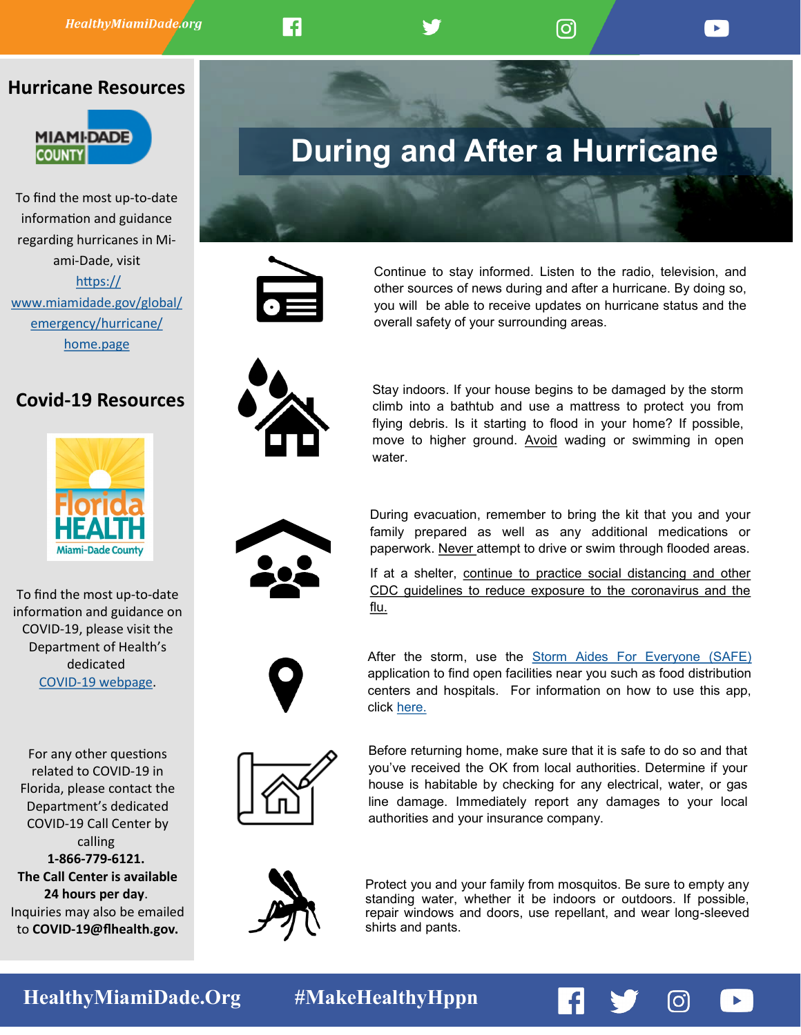# During and After a Hurricane

Continue to stay informed. Listen to the radio, television, and other sources of news during and after a hurricane. By doing so, you will be able to receive updates on hurricane status and the overall safety of your surrounding areas.

Stay indoors. If your house begins to be damaged by the storm climb into a bathtub and use a mattress to protect you from flying debris. Is it starting to flood in your home? If possible, move to higher ground. Avoid wading or swimming in open water.

During evacuation, remember to bring the kit that you and your family prepared as well as any additional medications or paperwork. Never attempt to drive or swim through flooded areas.

If at a shelter, continue to practice social distancing and other CDC guidelines to reduce exposure to the coronavirus and the flu.

After the storm, use the Storm Aides For Everyone (SAFE) application to find open facilities near you such as food distribution centers and hospitals. For information on how to use this app, click here.

Before returning home, make sure that it is safe to do so and that you've received the OK from local authorities. Determine if your house is habitable by checking for any electrical, water, or gas line damage. Immediately report any damages to your local authorities and your insurance company.

Protect you and your family from mosquitos. Be sure to empty any standing water, whether it be indoors or outdoors. If possible, repair windows and doors, use repellant, and wear long-sleeved shirts and pants.

## Hurricane Resources

MIAMI-DADE COUNTY

To find the most up-to-date information and guidance regarding hurricanes in Miami-Dade, visit https://www.miamidade.gov/global/emergency/hurricane/home.page

## Covid-19 Resources

Florida HEALTH Miami-Dade County

To find the most up-to-date information and guidance on COVID-19, please visit the Department of Health's dedicated COVID-19 webpage.

For any other questions related to COVID-19 in Florida, please contact the Department's dedicated COVID-19 Call Center by calling **1-866-779-6121.** **The Call Center is available 24 hours per day**. Inquiries may also be emailed to **COVID-19@flhealth.gov.**

HealthyMiamiDade.Org #MakeHealthyHppn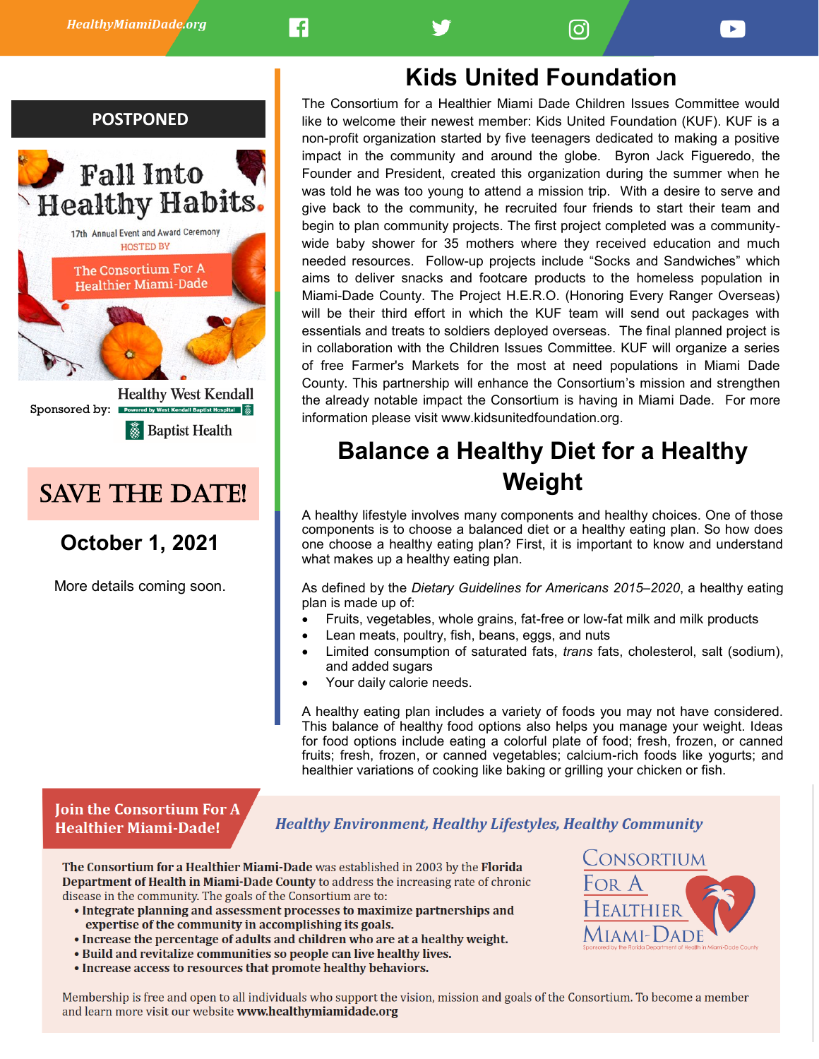HealthyMiamiDade.org

**POSTPONED**

# Fall Into Healthy Habits.

17th Annual Event and Award Ceremony

HOSTED BY

The Consortium For A Healthier Miami-Dade

Sponsored by: Healthy West Kendall — Powered by West Kendall Baptist Hospital — Baptist Health

## SAVE THE DATE!

**October 1, 2021**

More details coming soon.

# Kids United Foundation

The Consortium for a Healthier Miami Dade Children Issues Committee would like to welcome their newest member: Kids United Foundation (KUF). KUF is a non-profit organization started by five teenagers dedicated to making a positive impact in the community and around the globe. Byron Jack Figueredo, the Founder and President, created this organization during the summer when he was told he was too young to attend a mission trip. With a desire to serve and give back to the community, he recruited four friends to start their team and begin to plan community projects. The first project completed was a community-wide baby shower for 35 mothers where they received education and much needed resources. Follow-up projects include "Socks and Sandwiches" which aims to deliver snacks and footcare products to the homeless population in Miami-Dade County. The Project H.E.R.O. (Honoring Every Ranger Overseas) will be their third effort in which the KUF team will send out packages with essentials and treats to soldiers deployed overseas. The final planned project is in collaboration with the Children Issues Committee. KUF will organize a series of free Farmer's Markets for the most at need populations in Miami Dade County. This partnership will enhance the Consortium's mission and strengthen the already notable impact the Consortium is having in Miami Dade. For more information please visit www.kidsunitedfoundation.org.

# Balance a Healthy Diet for a Healthy Weight

A healthy lifestyle involves many components and healthy choices. One of those components is to choose a balanced diet or a healthy eating plan. So how does one choose a healthy eating plan? First, it is important to know and understand what makes up a healthy eating plan.

As defined by the *Dietary Guidelines for Americans 2015–2020*, a healthy eating plan is made up of:

- Fruits, vegetables, whole grains, fat-free or low-fat milk and milk products
- Lean meats, poultry, fish, beans, eggs, and nuts
- Limited consumption of saturated fats, *trans* fats, cholesterol, salt (sodium), and added sugars
- Your daily calorie needs.

A healthy eating plan includes a variety of foods you may not have considered. This balance of healthy food options also helps you manage your weight. Ideas for food options include eating a colorful plate of food; fresh, frozen, or canned fruits; fresh, frozen, or canned vegetables; calcium-rich foods like yogurts; and healthier variations of cooking like baking or grilling your chicken or fish.

## Join the Consortium For A Healthier Miami-Dade!

*Healthy Environment, Healthy Lifestyles, Healthy Community*

**The Consortium for a Healthier Miami-Dade** was established in 2003 by the **Florida Department of Health in Miami-Dade County** to address the increasing rate of chronic disease in the community. The goals of the Consortium are to:

- **Integrate planning and assessment processes to maximize partnerships and expertise of the community in accomplishing its goals.**
- **Increase the percentage of adults and children who are at a healthy weight.**
- **Build and revitalize communities so people can live healthy lives.**
- **Increase access to resources that promote healthy behaviors.**

Consortium For A Healthier Miami-Dade — Sponsored by the Florida Department of Health in Miami-Dade County

Membership is free and open to all individuals who support the vision, mission and goals of the Consortium. To become a member and learn more visit our website **www.healthymiamidade.org**